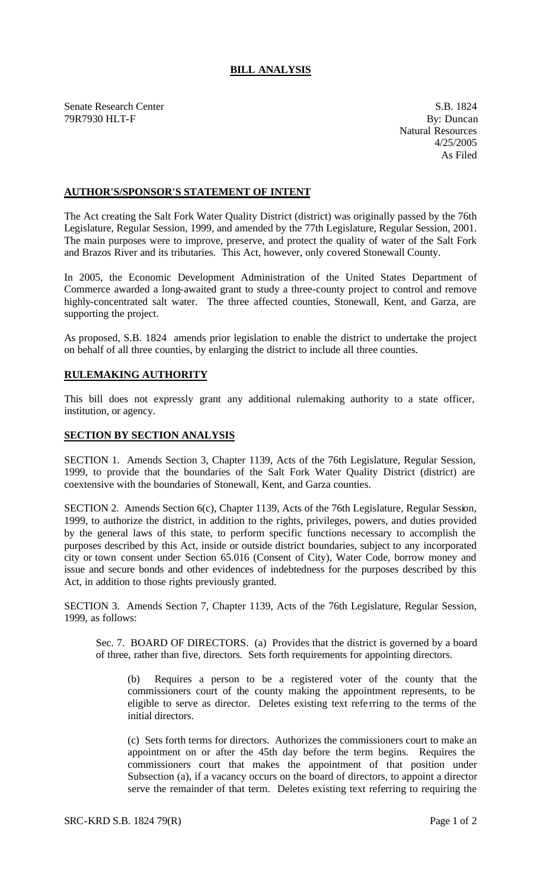# BILL ANALYSIS

Senate Research Center
79R7930 HLT-F

S.B. 1824
By: Duncan
Natural Resources
4/25/2005
As Filed

## AUTHOR'S/SPONSOR'S STATEMENT OF INTENT

The Act creating the Salt Fork Water Quality District (district) was originally passed by the 76th Legislature, Regular Session, 1999, and amended by the 77th Legislature, Regular Session, 2001. The main purposes were to improve, preserve, and protect the quality of water of the Salt Fork and Brazos River and its tributaries. This Act, however, only covered Stonewall County.

In 2005, the Economic Development Administration of the United States Department of Commerce awarded a long-awaited grant to study a three-county project to control and remove highly-concentrated salt water. The three affected counties, Stonewall, Kent, and Garza, are supporting the project.

As proposed, S.B. 1824 amends prior legislation to enable the district to undertake the project on behalf of all three counties, by enlarging the district to include all three counties.

## RULEMAKING AUTHORITY

This bill does not expressly grant any additional rulemaking authority to a state officer, institution, or agency.

## SECTION BY SECTION ANALYSIS

SECTION 1. Amends Section 3, Chapter 1139, Acts of the 76th Legislature, Regular Session, 1999, to provide that the boundaries of the Salt Fork Water Quality District (district) are coextensive with the boundaries of Stonewall, Kent, and Garza counties.

SECTION 2. Amends Section 6(c), Chapter 1139, Acts of the 76th Legislature, Regular Session, 1999, to authorize the district, in addition to the rights, privileges, powers, and duties provided by the general laws of this state, to perform specific functions necessary to accomplish the purposes described by this Act, inside or outside district boundaries, subject to any incorporated city or town consent under Section 65.016 (Consent of City), Water Code, borrow money and issue and secure bonds and other evidences of indebtedness for the purposes described by this Act, in addition to those rights previously granted.

SECTION 3. Amends Section 7, Chapter 1139, Acts of the 76th Legislature, Regular Session, 1999, as follows:

Sec. 7. BOARD OF DIRECTORS. (a) Provides that the district is governed by a board of three, rather than five, directors. Sets forth requirements for appointing directors.

(b) Requires a person to be a registered voter of the county that the commissioners court of the county making the appointment represents, to be eligible to serve as director. Deletes existing text referring to the terms of the initial directors.

(c) Sets forth terms for directors. Authorizes the commissioners court to make an appointment on or after the 45th day before the term begins. Requires the commissioners court that makes the appointment of that position under Subsection (a), if a vacancy occurs on the board of directors, to appoint a director serve the remainder of that term. Deletes existing text referring to requiring the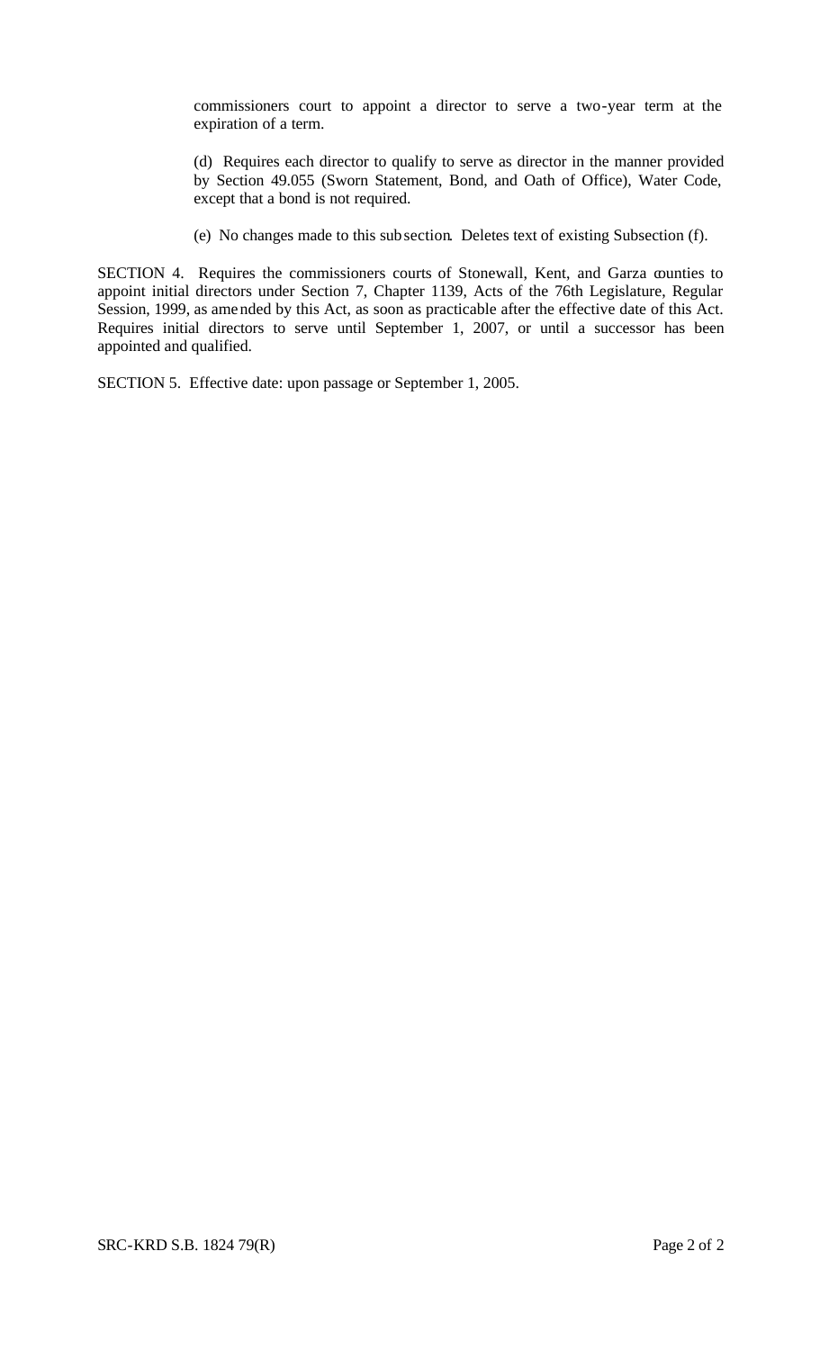commissioners court to appoint a director to serve a two-year term at the expiration of a term.

(d) Requires each director to qualify to serve as director in the manner provided by Section 49.055 (Sworn Statement, Bond, and Oath of Office), Water Code, except that a bond is not required.

(e) No changes made to this subsection. Deletes text of existing Subsection (f).

SECTION 4. Requires the commissioners courts of Stonewall, Kent, and Garza counties to appoint initial directors under Section 7, Chapter 1139, Acts of the 76th Legislature, Regular Session, 1999, as amended by this Act, as soon as practicable after the effective date of this Act. Requires initial directors to serve until September 1, 2007, or until a successor has been appointed and qualified.

SECTION 5. Effective date: upon passage or September 1, 2005.

SRC-KRD S.B. 1824 79(R)